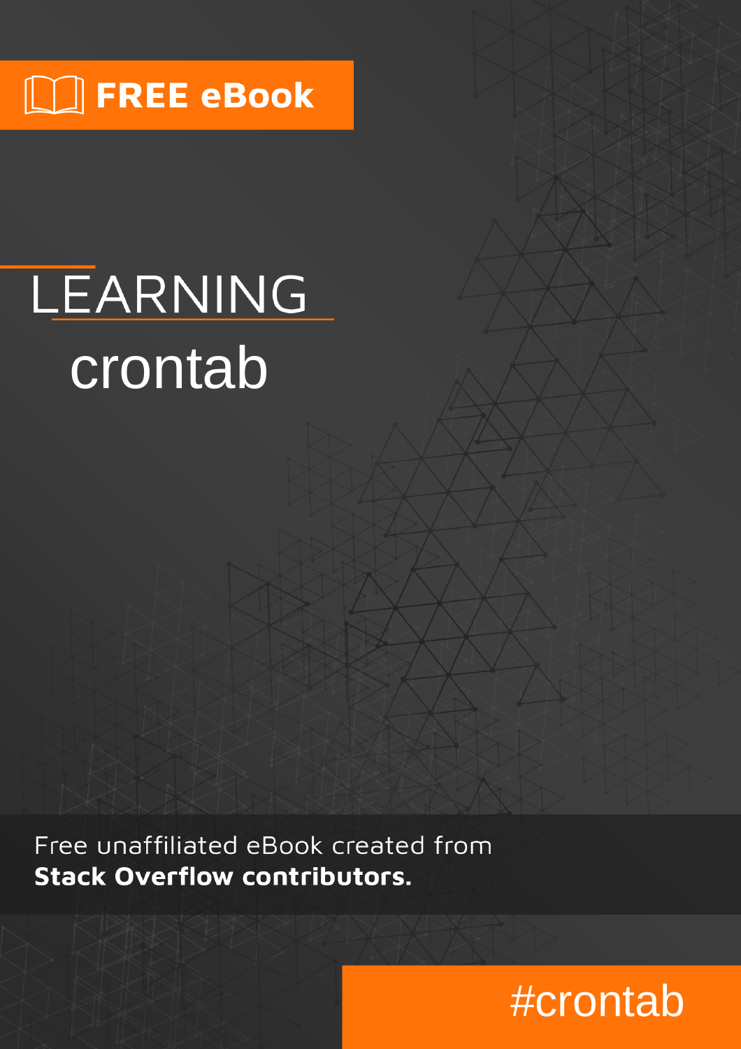FREE eBook

# LEARNING crontab

Free unaffiliated eBook created from **Stack Overflow contributors.**

#crontab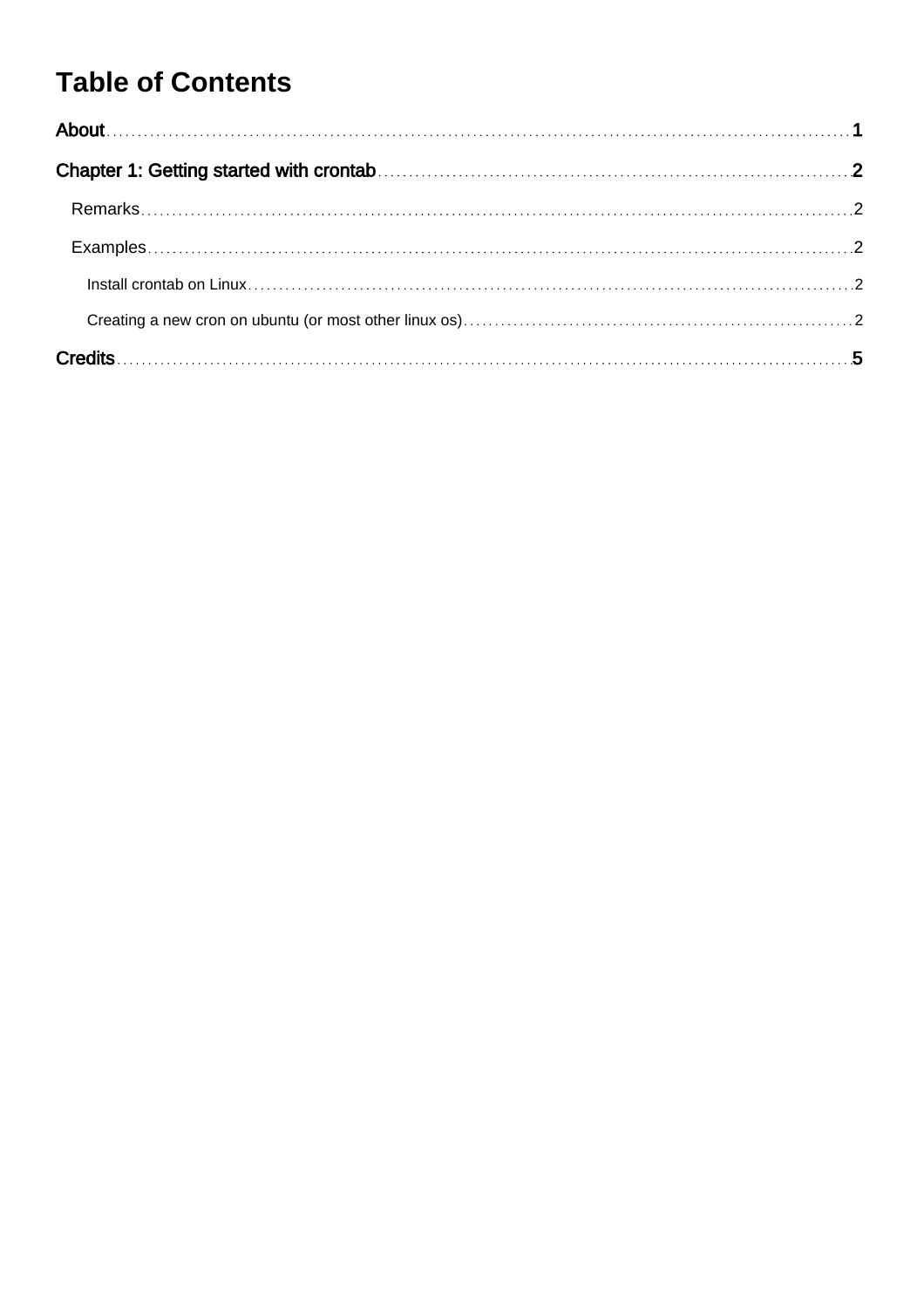# Table of Contents

About ..... 1

Chapter 1: Getting started with crontab ..... 2

- Remarks ..... 2
- Examples ..... 2
  - Install crontab on Linux ..... 2
  - Creating a new cron on ubuntu (or most other linux os) ..... 2

Credits ..... 5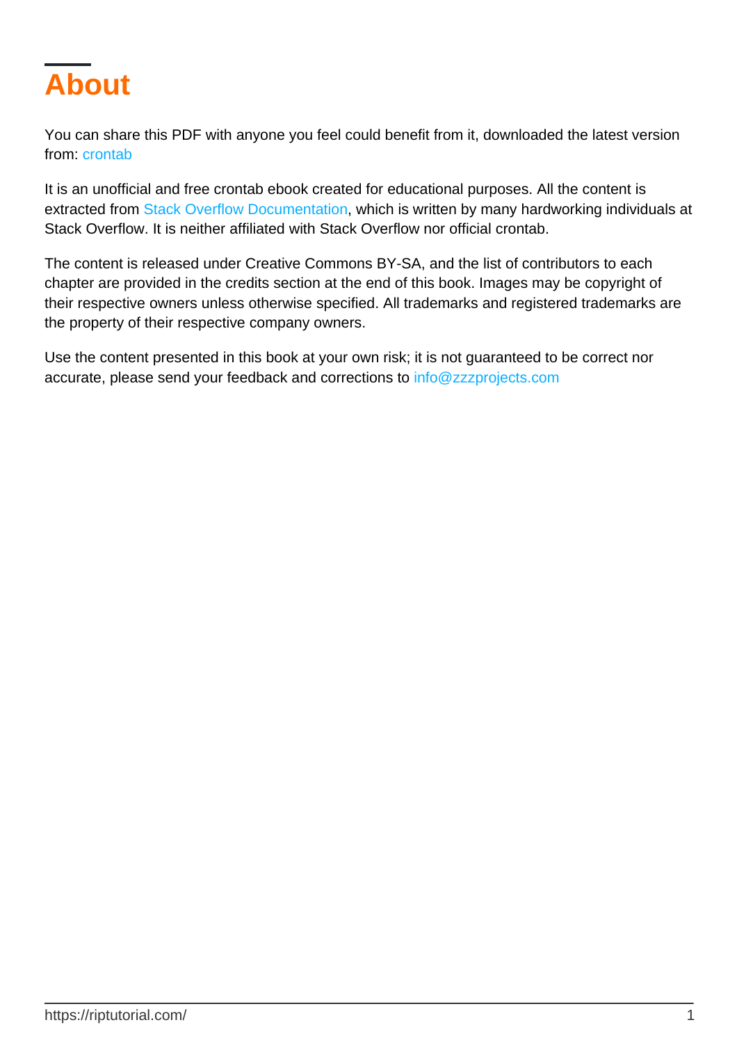# About

You can share this PDF with anyone you feel could benefit from it, downloaded the latest version from: crontab

It is an unofficial and free crontab ebook created for educational purposes. All the content is extracted from Stack Overflow Documentation, which is written by many hardworking individuals at Stack Overflow. It is neither affiliated with Stack Overflow nor official crontab.

The content is released under Creative Commons BY-SA, and the list of contributors to each chapter are provided in the credits section at the end of this book. Images may be copyright of their respective owners unless otherwise specified. All trademarks and registered trademarks are the property of their respective company owners.

Use the content presented in this book at your own risk; it is not guaranteed to be correct nor accurate, please send your feedback and corrections to info@zzzprojects.com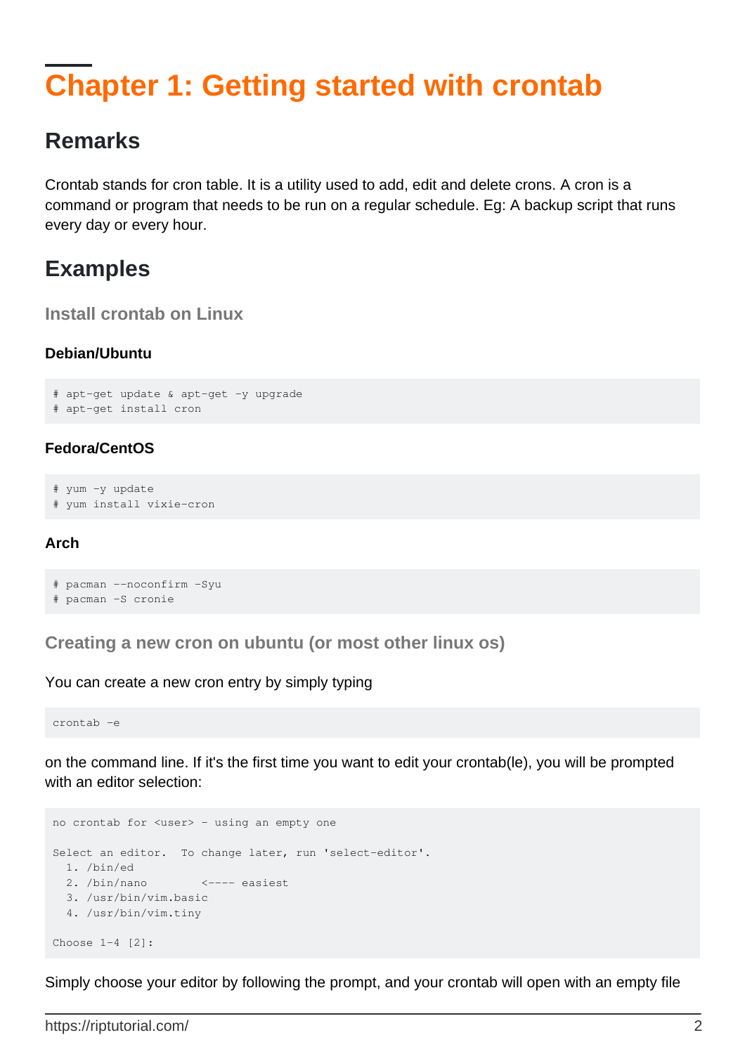# Chapter 1: Getting started with crontab

## Remarks

Crontab stands for cron table. It is a utility used to add, edit and delete crons. A cron is a command or program that needs to be run on a regular schedule. Eg: A backup script that runs every day or every hour.

## Examples

### Install crontab on Linux

#### Debian/Ubuntu

```
# apt-get update & apt-get -y upgrade
# apt-get install cron
```

#### Fedora/CentOS

```
# yum -y update
# yum install vixie-cron
```

#### Arch

```
# pacman --noconfirm -Syu
# pacman -S cronie
```

### Creating a new cron on ubuntu (or most other linux os)

You can create a new cron entry by simply typing

```
crontab -e
```

on the command line. If it's the first time you want to edit your crontab(le), you will be prompted with an editor selection:

```
no crontab for <user> - using an empty one

Select an editor.  To change later, run 'select-editor'.
  1. /bin/ed
  2. /bin/nano        <---- easiest
  3. /usr/bin/vim.basic
  4. /usr/bin/vim.tiny

Choose 1-4 [2]:
```

Simply choose your editor by following the prompt, and your crontab will open with an empty file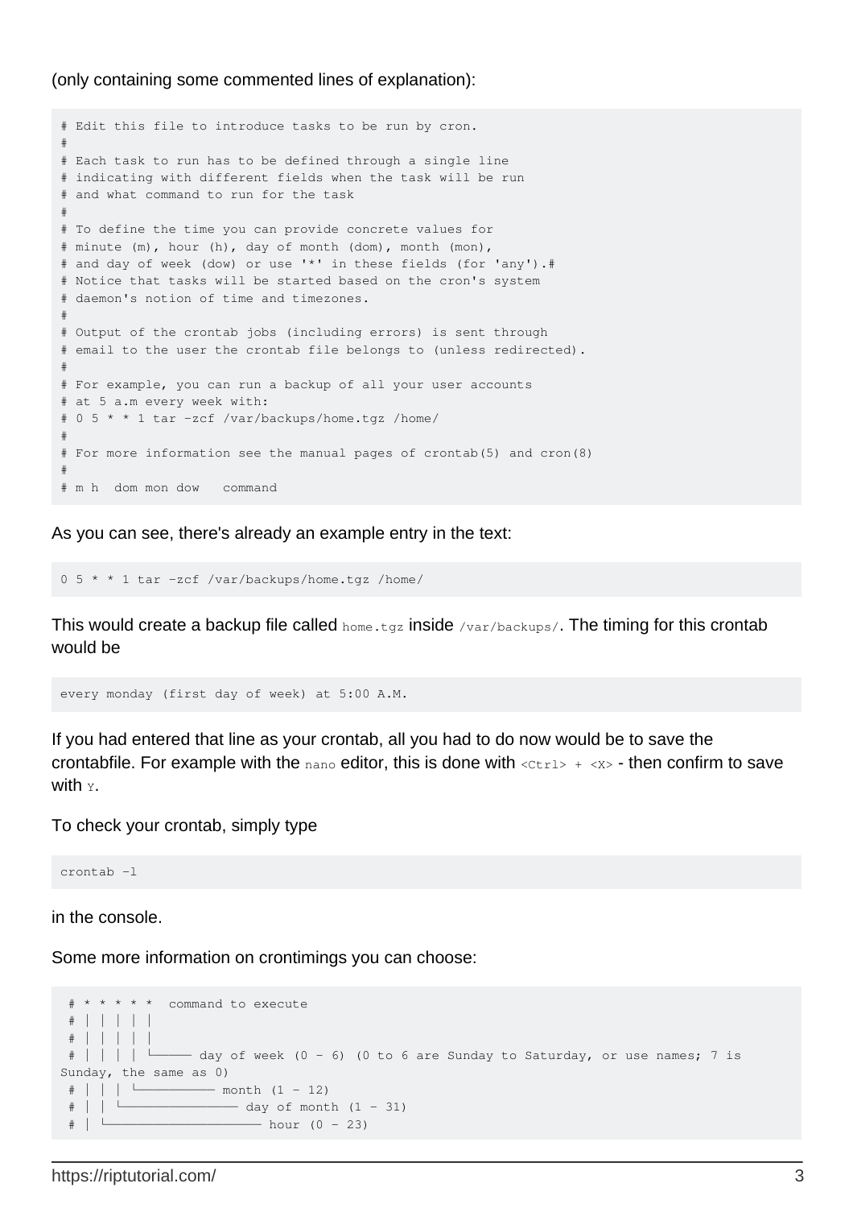(only containing some commented lines of explanation):

```
# Edit this file to introduce tasks to be run by cron.
#
# Each task to run has to be defined through a single line
# indicating with different fields when the task will be run
# and what command to run for the task
#
# To define the time you can provide concrete values for
# minute (m), hour (h), day of month (dom), month (mon),
# and day of week (dow) or use '*' in these fields (for 'any').#
# Notice that tasks will be started based on the cron's system
# daemon's notion of time and timezones.
#
# Output of the crontab jobs (including errors) is sent through
# email to the user the crontab file belongs to (unless redirected).
#
# For example, you can run a backup of all your user accounts
# at 5 a.m every week with:
# 0 5 * * 1 tar -zcf /var/backups/home.tgz /home/
#
# For more information see the manual pages of crontab(5) and cron(8)
#
# m h  dom mon dow   command
```

As you can see, there's already an example entry in the text:

```
0 5 * * 1 tar -zcf /var/backups/home.tgz /home/
```

This would create a backup file called `home.tgz` inside `/var/backups/`. The timing for this crontab would be

```
every monday (first day of week) at 5:00 A.M.
```

If you had entered that line as your crontab, all you had to do now would be to save the crontabfile. For example with the `nano` editor, this is done with `<Ctrl> + <X>` - then confirm to save with `Y`.

To check your crontab, simply type

```
crontab -l
```

in the console.

Some more information on crontimings you can choose:

```
 # * * * * *  command to execute
 # │ │ │ │ │
 # │ │ │ │ │
 # │ │ │ │ └───── day of week (0 - 6) (0 to 6 are Sunday to Saturday, or use names; 7 is
Sunday, the same as 0)
 # │ │ │ └────────── month (1 - 12)
 # │ │ └─────────────── day of month (1 - 31)
 # │ └──────────────────── hour (0 - 23)
```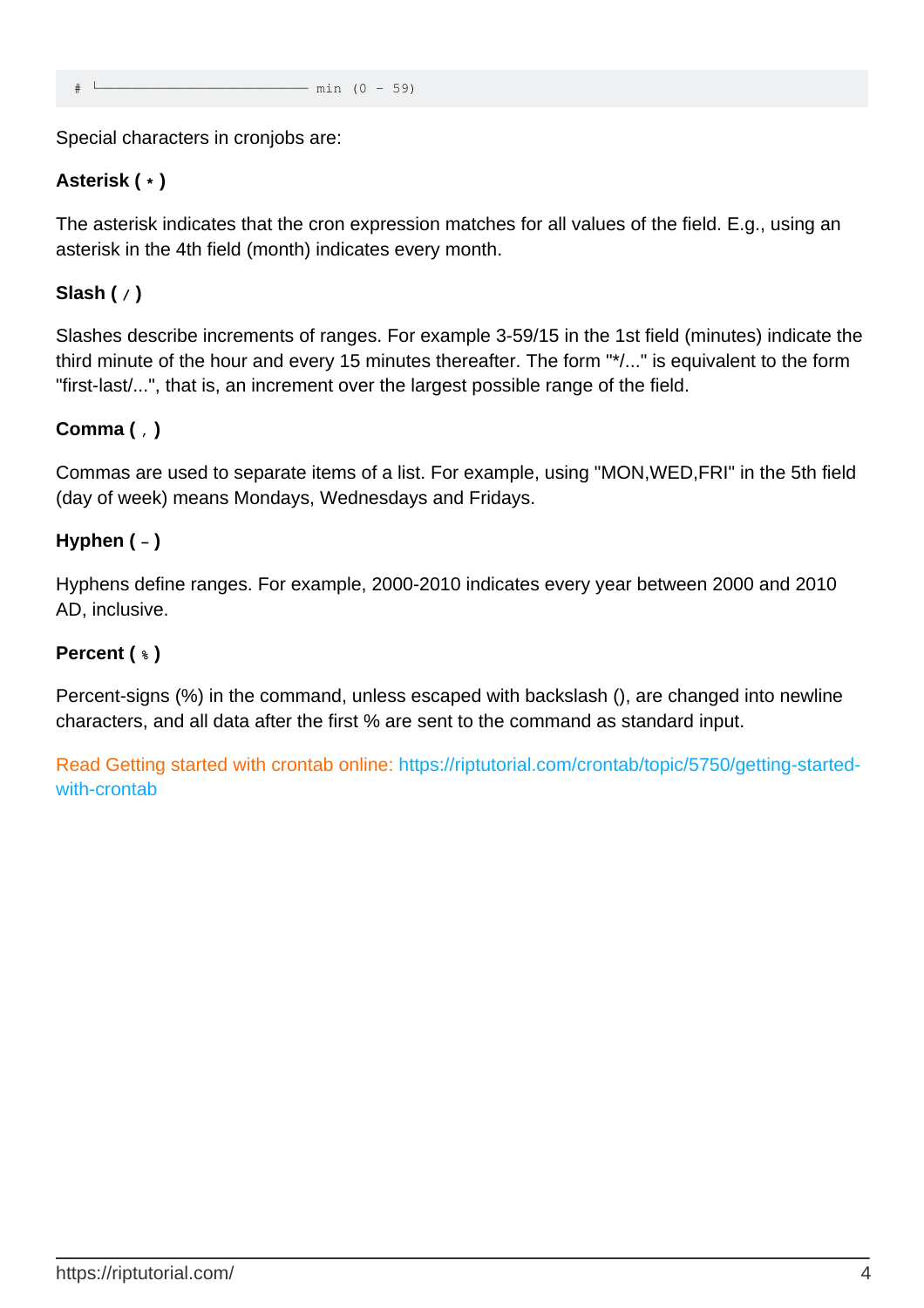```
# └──────────────────────────── min (0 - 59)
```

Special characters in cronjobs are:

**Asterisk ( `*` )**

The asterisk indicates that the cron expression matches for all values of the field. E.g., using an asterisk in the 4th field (month) indicates every month.

**Slash ( `/` )**

Slashes describe increments of ranges. For example 3-59/15 in the 1st field (minutes) indicate the third minute of the hour and every 15 minutes thereafter. The form "*/..." is equivalent to the form "first-last/...", that is, an increment over the largest possible range of the field.

**Comma ( `,` )**

Commas are used to separate items of a list. For example, using "MON,WED,FRI" in the 5th field (day of week) means Mondays, Wednesdays and Fridays.

**Hyphen ( `-` )**

Hyphens define ranges. For example, 2000-2010 indicates every year between 2000 and 2010 AD, inclusive.

**Percent ( `%` )**

Percent-signs (%) in the command, unless escaped with backslash (), are changed into newline characters, and all data after the first % are sent to the command as standard input.

Read Getting started with crontab online: https://riptutorial.com/crontab/topic/5750/getting-started-with-crontab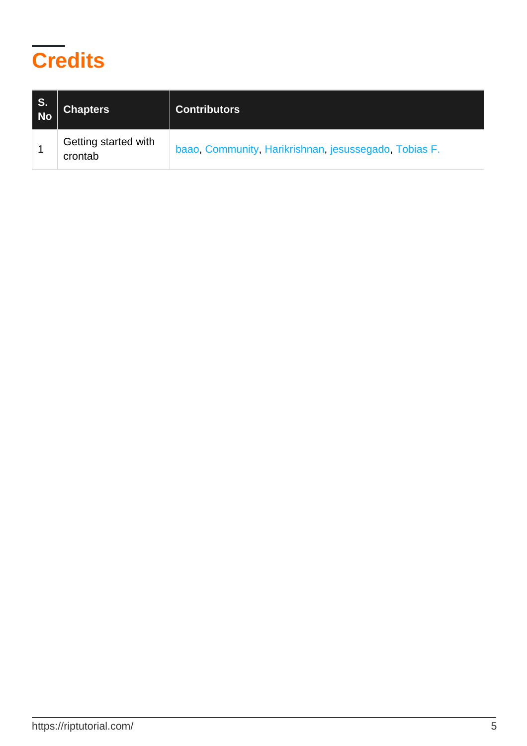# Credits

| S. No | Chapters | Contributors |
|---|---|---|
| 1 | Getting started with crontab | baao, Community, Harikrishnan, jesussegado, Tobias F. |